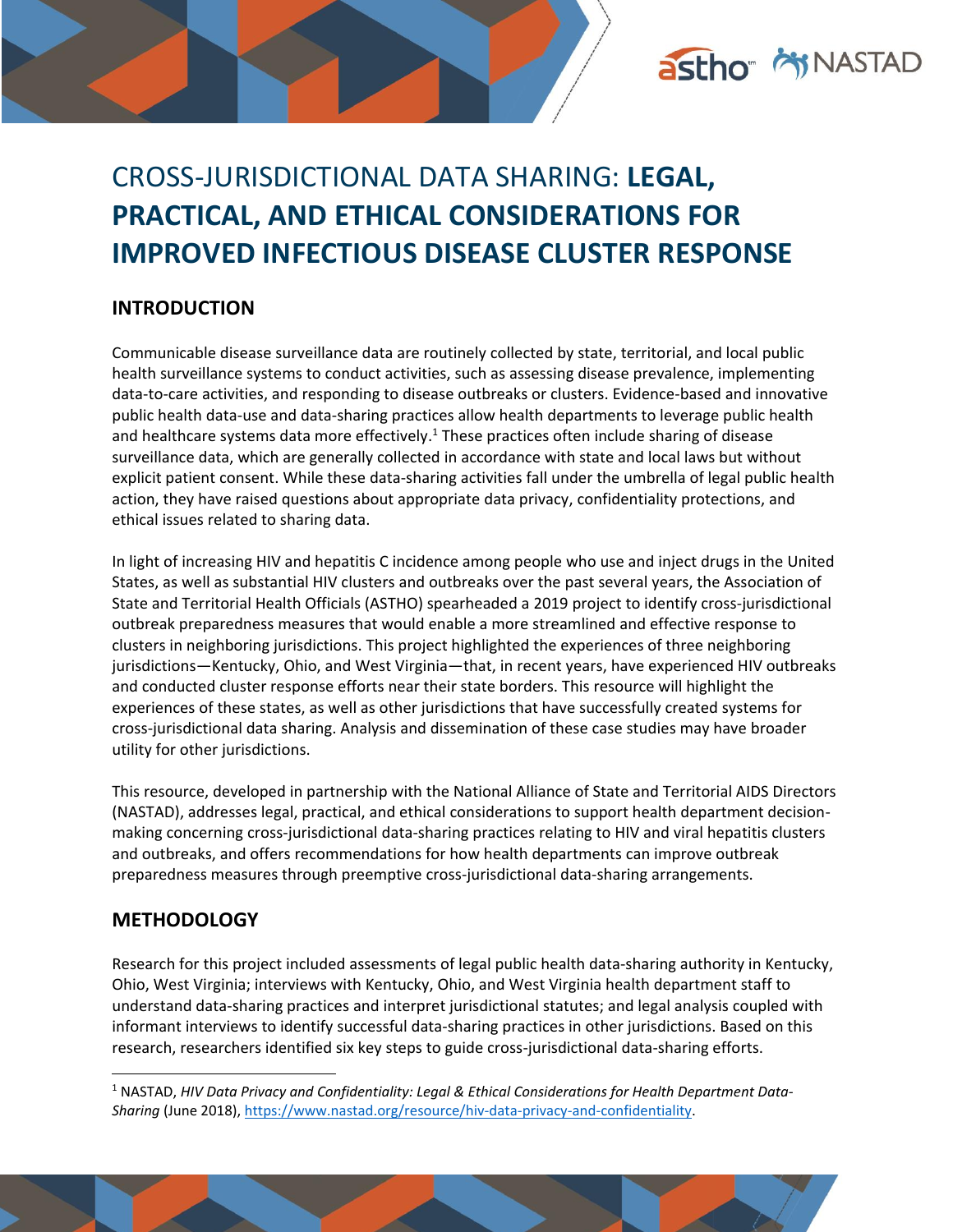# CROSS-JURISDICTIONAL DATA SHARING: **LEGAL, PRACTICAL, AND ETHICAL CONSIDERATIONS FOR IMPROVED INFECTIOUS DISEASE CLUSTER RESPONSE**

## INTRODUCTION

Communicable disease surveillance data are routinely collected by state, territorial, and local public health surveillance systems to conduct activities, such as assessing disease prevalence, implementing data-to-care activities, and responding to disease outbreaks or clusters. Evidence-based and innovative public health data-use and data-sharing practices allow health departments to leverage public health and healthcare systems data more effectively.[1] These practices often include sharing of disease surveillance data, which are generally collected in accordance with state and local laws but without explicit patient consent. While these data-sharing activities fall under the umbrella of legal public health action, they have raised questions about appropriate data privacy, confidentiality protections, and ethical issues related to sharing data.

In light of increasing HIV and hepatitis C incidence among people who use and inject drugs in the United States, as well as substantial HIV clusters and outbreaks over the past several years, the Association of State and Territorial Health Officials (ASTHO) spearheaded a 2019 project to identify cross-jurisdictional outbreak preparedness measures that would enable a more streamlined and effective response to clusters in neighboring jurisdictions. This project highlighted the experiences of three neighboring jurisdictions—Kentucky, Ohio, and West Virginia—that, in recent years, have experienced HIV outbreaks and conducted cluster response efforts near their state borders. This resource will highlight the experiences of these states, as well as other jurisdictions that have successfully created systems for cross-jurisdictional data sharing. Analysis and dissemination of these case studies may have broader utility for other jurisdictions.

This resource, developed in partnership with the National Alliance of State and Territorial AIDS Directors (NASTAD), addresses legal, practical, and ethical considerations to support health department decision-making concerning cross-jurisdictional data-sharing practices relating to HIV and viral hepatitis clusters and outbreaks, and offers recommendations for how health departments can improve outbreak preparedness measures through preemptive cross-jurisdictional data-sharing arrangements.

## METHODOLOGY

Research for this project included assessments of legal public health data-sharing authority in Kentucky, Ohio, West Virginia; interviews with Kentucky, Ohio, and West Virginia health department staff to understand data-sharing practices and interpret jurisdictional statutes; and legal analysis coupled with informant interviews to identify successful data-sharing practices in other jurisdictions. Based on this research, researchers identified six key steps to guide cross-jurisdictional data-sharing efforts.

---

[1] NASTAD, *HIV Data Privacy and Confidentiality: Legal & Ethical Considerations for Health Department Data-Sharing* (June 2018), https://www.nastad.org/resource/hiv-data-privacy-and-confidentiality.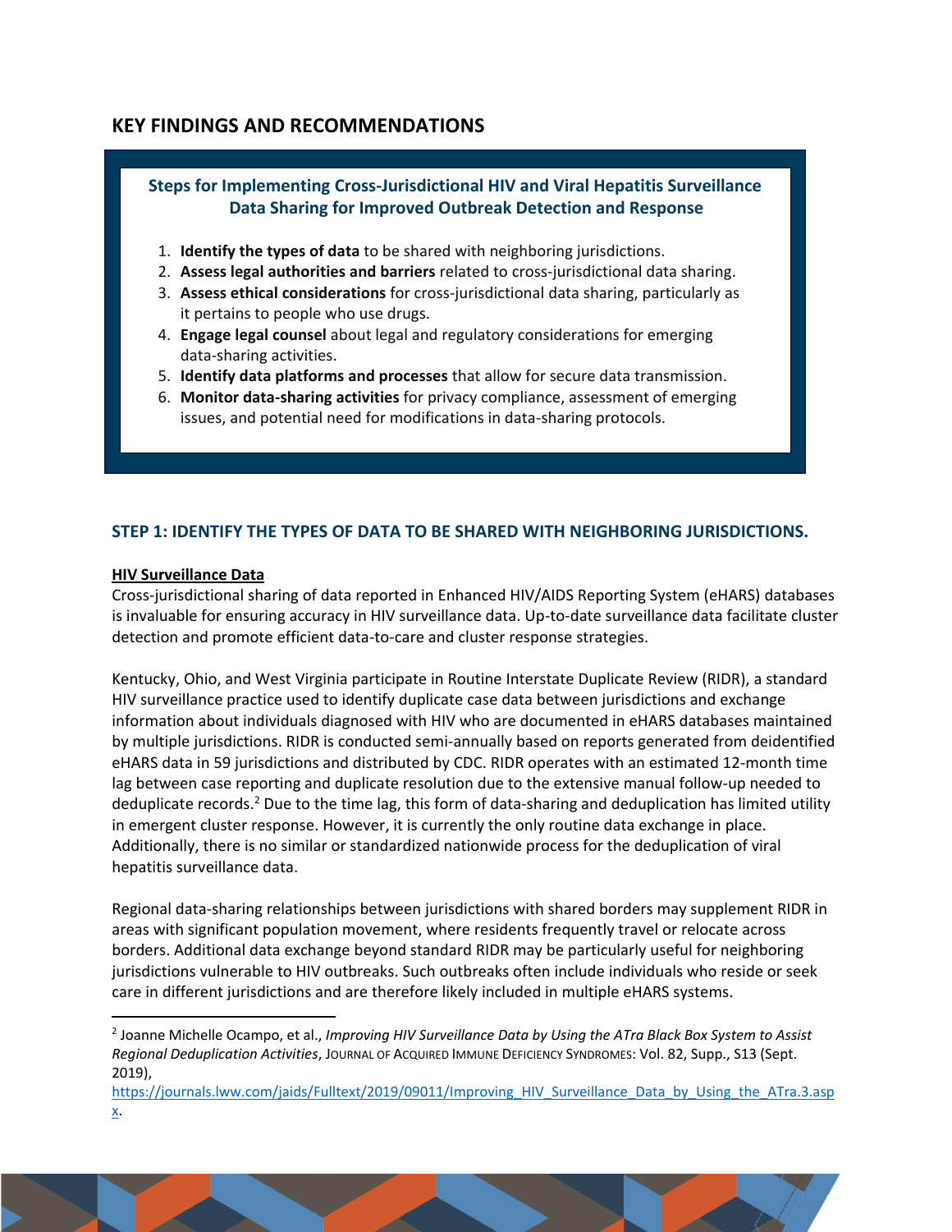## KEY FINDINGS AND RECOMMENDATIONS

**Steps for Implementing Cross-Jurisdictional HIV and Viral Hepatitis Surveillance Data Sharing for Improved Outbreak Detection and Response**

1. **Identify the types of data** to be shared with neighboring jurisdictions.
2. **Assess legal authorities and barriers** related to cross-jurisdictional data sharing.
3. **Assess ethical considerations** for cross-jurisdictional data sharing, particularly as it pertains to people who use drugs.
4. **Engage legal counsel** about legal and regulatory considerations for emerging data-sharing activities.
5. **Identify data platforms and processes** that allow for secure data transmission.
6. **Monitor data-sharing activities** for privacy compliance, assessment of emerging issues, and potential need for modifications in data-sharing protocols.

### STEP 1: IDENTIFY THE TYPES OF DATA TO BE SHARED WITH NEIGHBORING JURISDICTIONS.

**HIV Surveillance Data**

Cross-jurisdictional sharing of data reported in Enhanced HIV/AIDS Reporting System (eHARS) databases is invaluable for ensuring accuracy in HIV surveillance data. Up-to-date surveillance data facilitate cluster detection and promote efficient data-to-care and cluster response strategies.

Kentucky, Ohio, and West Virginia participate in Routine Interstate Duplicate Review (RIDR), a standard HIV surveillance practice used to identify duplicate case data between jurisdictions and exchange information about individuals diagnosed with HIV who are documented in eHARS databases maintained by multiple jurisdictions. RIDR is conducted semi-annually based on reports generated from deidentified eHARS data in 59 jurisdictions and distributed by CDC. RIDR operates with an estimated 12-month time lag between case reporting and duplicate resolution due to the extensive manual follow-up needed to deduplicate records.[2] Due to the time lag, this form of data-sharing and deduplication has limited utility in emergent cluster response. However, it is currently the only routine data exchange in place. Additionally, there is no similar or standardized nationwide process for the deduplication of viral hepatitis surveillance data.

Regional data-sharing relationships between jurisdictions with shared borders may supplement RIDR in areas with significant population movement, where residents frequently travel or relocate across borders. Additional data exchange beyond standard RIDR may be particularly useful for neighboring jurisdictions vulnerable to HIV outbreaks. Such outbreaks often include individuals who reside or seek care in different jurisdictions and are therefore likely included in multiple eHARS systems.

---

[2] Joanne Michelle Ocampo, et al., *Improving HIV Surveillance Data by Using the ATra Black Box System to Assist Regional Deduplication Activities*, JOURNAL OF ACQUIRED IMMUNE DEFICIENCY SYNDROMES: Vol. 82, Supp., S13 (Sept. 2019), https://journals.lww.com/jaids/Fulltext/2019/09011/Improving_HIV_Surveillance_Data_by_Using_the_ATra.3.aspx.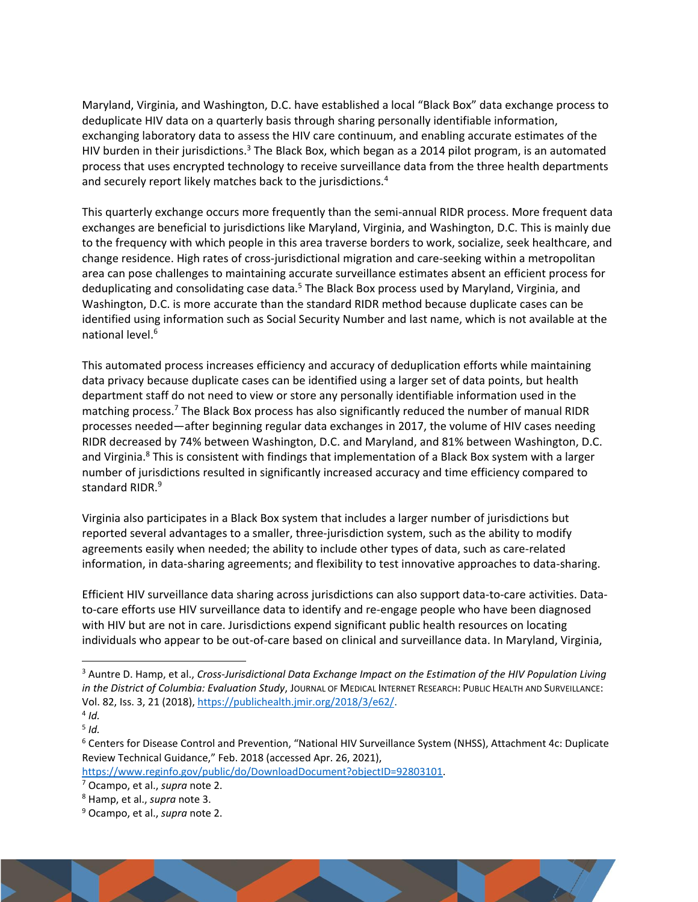Maryland, Virginia, and Washington, D.C. have established a local "Black Box" data exchange process to deduplicate HIV data on a quarterly basis through sharing personally identifiable information, exchanging laboratory data to assess the HIV care continuum, and enabling accurate estimates of the HIV burden in their jurisdictions.[3] The Black Box, which began as a 2014 pilot program, is an automated process that uses encrypted technology to receive surveillance data from the three health departments and securely report likely matches back to the jurisdictions.[4]

This quarterly exchange occurs more frequently than the semi-annual RIDR process. More frequent data exchanges are beneficial to jurisdictions like Maryland, Virginia, and Washington, D.C. This is mainly due to the frequency with which people in this area traverse borders to work, socialize, seek healthcare, and change residence. High rates of cross-jurisdictional migration and care-seeking within a metropolitan area can pose challenges to maintaining accurate surveillance estimates absent an efficient process for deduplicating and consolidating case data.[5] The Black Box process used by Maryland, Virginia, and Washington, D.C. is more accurate than the standard RIDR method because duplicate cases can be identified using information such as Social Security Number and last name, which is not available at the national level.[6]

This automated process increases efficiency and accuracy of deduplication efforts while maintaining data privacy because duplicate cases can be identified using a larger set of data points, but health department staff do not need to view or store any personally identifiable information used in the matching process.[7] The Black Box process has also significantly reduced the number of manual RIDR processes needed—after beginning regular data exchanges in 2017, the volume of HIV cases needing RIDR decreased by 74% between Washington, D.C. and Maryland, and 81% between Washington, D.C. and Virginia.[8] This is consistent with findings that implementation of a Black Box system with a larger number of jurisdictions resulted in significantly increased accuracy and time efficiency compared to standard RIDR.[9]

Virginia also participates in a Black Box system that includes a larger number of jurisdictions but reported several advantages to a smaller, three-jurisdiction system, such as the ability to modify agreements easily when needed; the ability to include other types of data, such as care-related information, in data-sharing agreements; and flexibility to test innovative approaches to data-sharing.

Efficient HIV surveillance data sharing across jurisdictions can also support data-to-care activities. Data-to-care efforts use HIV surveillance data to identify and re-engage people who have been diagnosed with HIV but are not in care. Jurisdictions expend significant public health resources on locating individuals who appear to be out-of-care based on clinical and surveillance data. In Maryland, Virginia,

---

[3] Auntre D. Hamp, et al., *Cross-Jurisdictional Data Exchange Impact on the Estimation of the HIV Population Living in the District of Columbia: Evaluation Study*, JOURNAL OF MEDICAL INTERNET RESEARCH: PUBLIC HEALTH AND SURVEILLANCE: Vol. 82, Iss. 3, 21 (2018), https://publichealth.jmir.org/2018/3/e62/.

[4] *Id.*

[5] *Id.*

[6] Centers for Disease Control and Prevention, "National HIV Surveillance System (NHSS), Attachment 4c: Duplicate Review Technical Guidance," Feb. 2018 (accessed Apr. 26, 2021), https://www.reginfo.gov/public/do/DownloadDocument?objectID=92803101.

[7] Ocampo, et al., *supra* note 2.

[8] Hamp, et al., *supra* note 3.

[9] Ocampo, et al., *supra* note 2.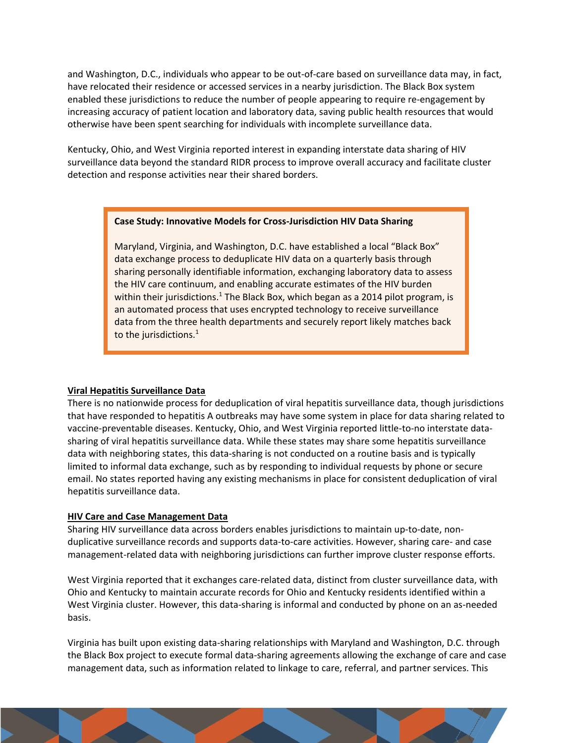and Washington, D.C., individuals who appear to be out-of-care based on surveillance data may, in fact, have relocated their residence or accessed services in a nearby jurisdiction. The Black Box system enabled these jurisdictions to reduce the number of people appearing to require re-engagement by increasing accuracy of patient location and laboratory data, saving public health resources that would otherwise have been spent searching for individuals with incomplete surveillance data.

Kentucky, Ohio, and West Virginia reported interest in expanding interstate data sharing of HIV surveillance data beyond the standard RIDR process to improve overall accuracy and facilitate cluster detection and response activities near their shared borders.

> **Case Study: Innovative Models for Cross-Jurisdiction HIV Data Sharing**
>
> Maryland, Virginia, and Washington, D.C. have established a local "Black Box" data exchange process to deduplicate HIV data on a quarterly basis through sharing personally identifiable information, exchanging laboratory data to assess the HIV care continuum, and enabling accurate estimates of the HIV burden within their jurisdictions.[1] The Black Box, which began as a 2014 pilot program, is an automated process that uses encrypted technology to receive surveillance data from the three health departments and securely report likely matches back to the jurisdictions.[1]

**Viral Hepatitis Surveillance Data**

There is no nationwide process for deduplication of viral hepatitis surveillance data, though jurisdictions that have responded to hepatitis A outbreaks may have some system in place for data sharing related to vaccine-preventable diseases. Kentucky, Ohio, and West Virginia reported little-to-no interstate data-sharing of viral hepatitis surveillance data. While these states may share some hepatitis surveillance data with neighboring states, this data-sharing is not conducted on a routine basis and is typically limited to informal data exchange, such as by responding to individual requests by phone or secure email. No states reported having any existing mechanisms in place for consistent deduplication of viral hepatitis surveillance data.

**HIV Care and Case Management Data**

Sharing HIV surveillance data across borders enables jurisdictions to maintain up-to-date, non-duplicative surveillance records and supports data-to-care activities. However, sharing care- and case management-related data with neighboring jurisdictions can further improve cluster response efforts.

West Virginia reported that it exchanges care-related data, distinct from cluster surveillance data, with Ohio and Kentucky to maintain accurate records for Ohio and Kentucky residents identified within a West Virginia cluster. However, this data-sharing is informal and conducted by phone on an as-needed basis.

Virginia has built upon existing data-sharing relationships with Maryland and Washington, D.C. through the Black Box project to execute formal data-sharing agreements allowing the exchange of care and case management data, such as information related to linkage to care, referral, and partner services. This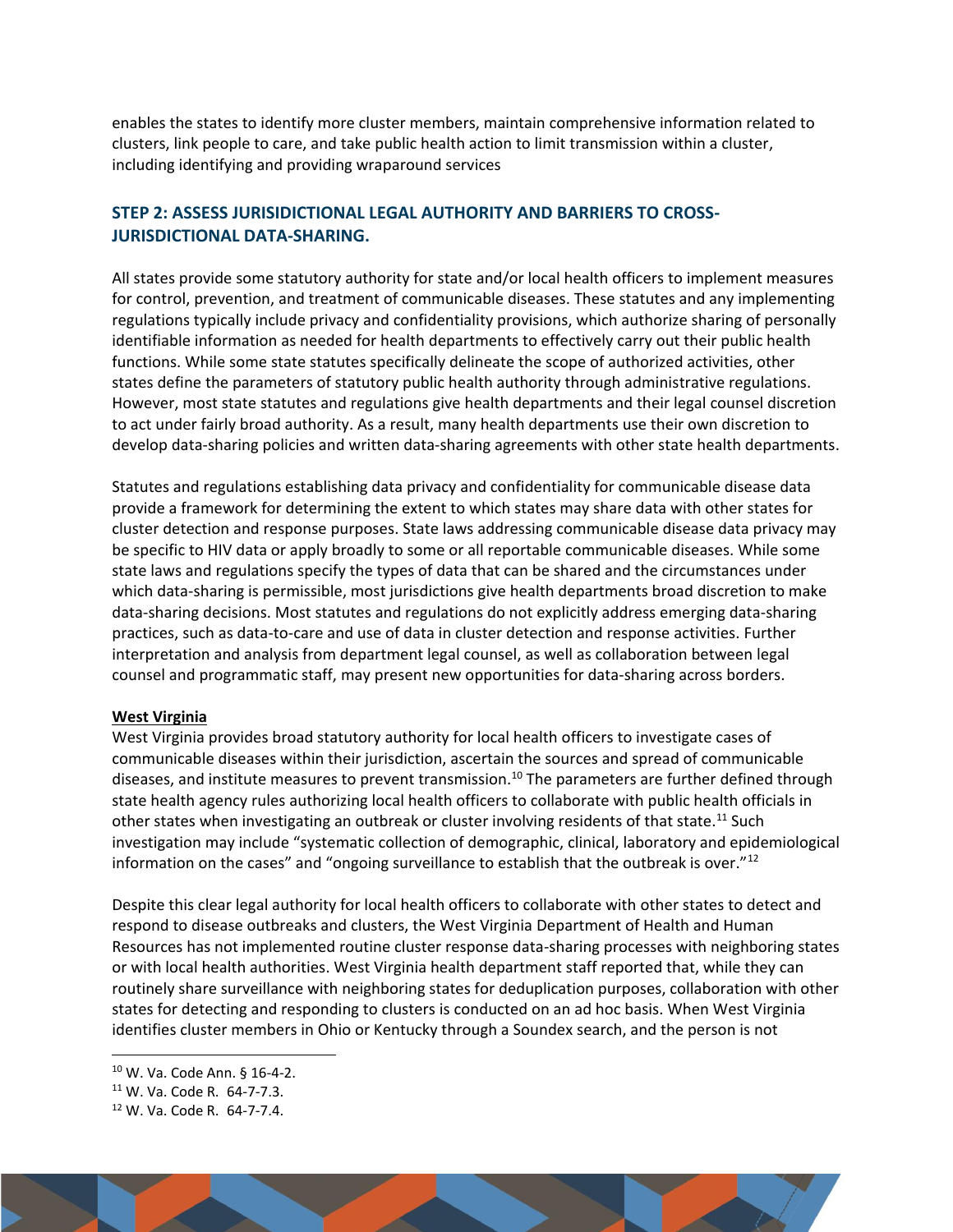enables the states to identify more cluster members, maintain comprehensive information related to clusters, link people to care, and take public health action to limit transmission within a cluster, including identifying and providing wraparound services

## STEP 2: ASSESS JURISIDICTIONAL LEGAL AUTHORITY AND BARRIERS TO CROSS-JURISDICTIONAL DATA-SHARING.

All states provide some statutory authority for state and/or local health officers to implement measures for control, prevention, and treatment of communicable diseases. These statutes and any implementing regulations typically include privacy and confidentiality provisions, which authorize sharing of personally identifiable information as needed for health departments to effectively carry out their public health functions. While some state statutes specifically delineate the scope of authorized activities, other states define the parameters of statutory public health authority through administrative regulations. However, most state statutes and regulations give health departments and their legal counsel discretion to act under fairly broad authority. As a result, many health departments use their own discretion to develop data-sharing policies and written data-sharing agreements with other state health departments.

Statutes and regulations establishing data privacy and confidentiality for communicable disease data provide a framework for determining the extent to which states may share data with other states for cluster detection and response purposes. State laws addressing communicable disease data privacy may be specific to HIV data or apply broadly to some or all reportable communicable diseases. While some state laws and regulations specify the types of data that can be shared and the circumstances under which data-sharing is permissible, most jurisdictions give health departments broad discretion to make data-sharing decisions. Most statutes and regulations do not explicitly address emerging data-sharing practices, such as data-to-care and use of data in cluster detection and response activities. Further interpretation and analysis from department legal counsel, as well as collaboration between legal counsel and programmatic staff, may present new opportunities for data-sharing across borders.

**West Virginia**

West Virginia provides broad statutory authority for local health officers to investigate cases of communicable diseases within their jurisdiction, ascertain the sources and spread of communicable diseases, and institute measures to prevent transmission.[10] The parameters are further defined through state health agency rules authorizing local health officers to collaborate with public health officials in other states when investigating an outbreak or cluster involving residents of that state.[11] Such investigation may include "systematic collection of demographic, clinical, laboratory and epidemiological information on the cases" and "ongoing surveillance to establish that the outbreak is over."[12]

Despite this clear legal authority for local health officers to collaborate with other states to detect and respond to disease outbreaks and clusters, the West Virginia Department of Health and Human Resources has not implemented routine cluster response data-sharing processes with neighboring states or with local health authorities. West Virginia health department staff reported that, while they can routinely share surveillance with neighboring states for deduplication purposes, collaboration with other states for detecting and responding to clusters is conducted on an ad hoc basis. When West Virginia identifies cluster members in Ohio or Kentucky through a Soundex search, and the person is not

[10] W. Va. Code Ann. § 16-4-2.

[11] W. Va. Code R. 64-7-7.3.

[12] W. Va. Code R. 64-7-7.4.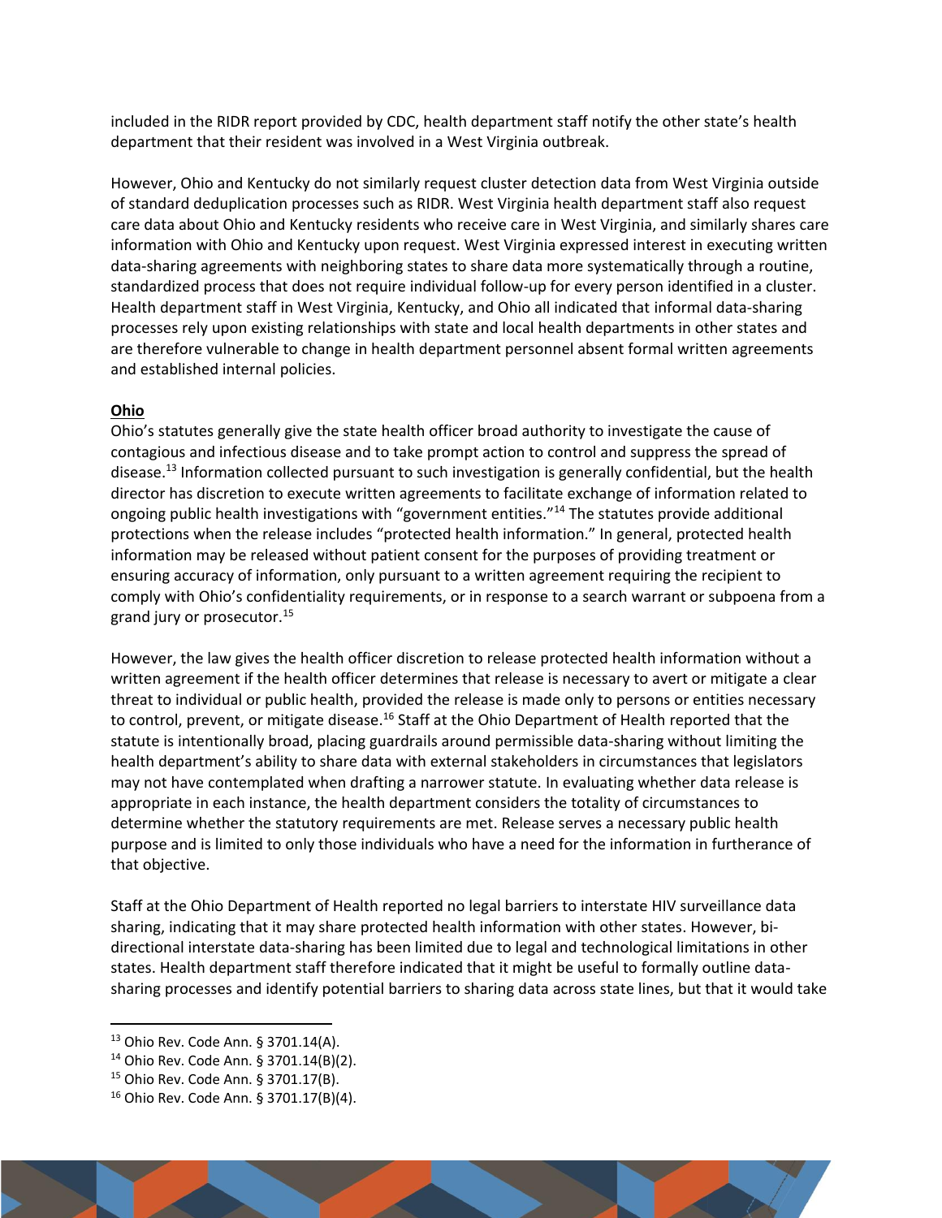included in the RIDR report provided by CDC, health department staff notify the other state's health department that their resident was involved in a West Virginia outbreak.

However, Ohio and Kentucky do not similarly request cluster detection data from West Virginia outside of standard deduplication processes such as RIDR. West Virginia health department staff also request care data about Ohio and Kentucky residents who receive care in West Virginia, and similarly shares care information with Ohio and Kentucky upon request. West Virginia expressed interest in executing written data-sharing agreements with neighboring states to share data more systematically through a routine, standardized process that does not require individual follow-up for every person identified in a cluster. Health department staff in West Virginia, Kentucky, and Ohio all indicated that informal data-sharing processes rely upon existing relationships with state and local health departments in other states and are therefore vulnerable to change in health department personnel absent formal written agreements and established internal policies.

**Ohio**

Ohio's statutes generally give the state health officer broad authority to investigate the cause of contagious and infectious disease and to take prompt action to control and suppress the spread of disease.[13] Information collected pursuant to such investigation is generally confidential, but the health director has discretion to execute written agreements to facilitate exchange of information related to ongoing public health investigations with "government entities."[14] The statutes provide additional protections when the release includes "protected health information." In general, protected health information may be released without patient consent for the purposes of providing treatment or ensuring accuracy of information, only pursuant to a written agreement requiring the recipient to comply with Ohio's confidentiality requirements, or in response to a search warrant or subpoena from a grand jury or prosecutor.[15]

However, the law gives the health officer discretion to release protected health information without a written agreement if the health officer determines that release is necessary to avert or mitigate a clear threat to individual or public health, provided the release is made only to persons or entities necessary to control, prevent, or mitigate disease.[16] Staff at the Ohio Department of Health reported that the statute is intentionally broad, placing guardrails around permissible data-sharing without limiting the health department's ability to share data with external stakeholders in circumstances that legislators may not have contemplated when drafting a narrower statute. In evaluating whether data release is appropriate in each instance, the health department considers the totality of circumstances to determine whether the statutory requirements are met. Release serves a necessary public health purpose and is limited to only those individuals who have a need for the information in furtherance of that objective.

Staff at the Ohio Department of Health reported no legal barriers to interstate HIV surveillance data sharing, indicating that it may share protected health information with other states. However, bi-directional interstate data-sharing has been limited due to legal and technological limitations in other states. Health department staff therefore indicated that it might be useful to formally outline data-sharing processes and identify potential barriers to sharing data across state lines, but that it would take

---

[13] Ohio Rev. Code Ann. § 3701.14(A).

[14] Ohio Rev. Code Ann. § 3701.14(B)(2).

[15] Ohio Rev. Code Ann. § 3701.17(B).

[16] Ohio Rev. Code Ann. § 3701.17(B)(4).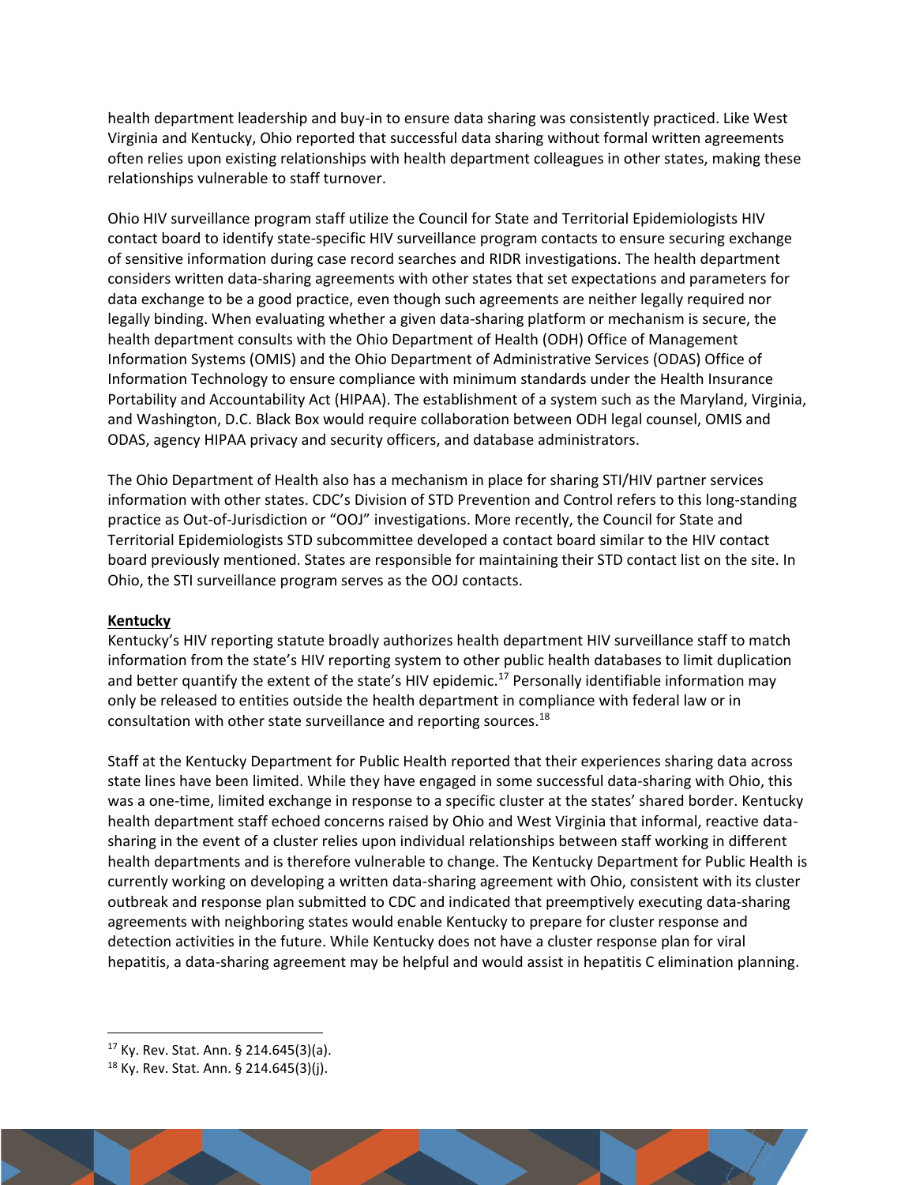health department leadership and buy-in to ensure data sharing was consistently practiced. Like West Virginia and Kentucky, Ohio reported that successful data sharing without formal written agreements often relies upon existing relationships with health department colleagues in other states, making these relationships vulnerable to staff turnover.

Ohio HIV surveillance program staff utilize the Council for State and Territorial Epidemiologists HIV contact board to identify state-specific HIV surveillance program contacts to ensure securing exchange of sensitive information during case record searches and RIDR investigations. The health department considers written data-sharing agreements with other states that set expectations and parameters for data exchange to be a good practice, even though such agreements are neither legally required nor legally binding. When evaluating whether a given data-sharing platform or mechanism is secure, the health department consults with the Ohio Department of Health (ODH) Office of Management Information Systems (OMIS) and the Ohio Department of Administrative Services (ODAS) Office of Information Technology to ensure compliance with minimum standards under the Health Insurance Portability and Accountability Act (HIPAA). The establishment of a system such as the Maryland, Virginia, and Washington, D.C. Black Box would require collaboration between ODH legal counsel, OMIS and ODAS, agency HIPAA privacy and security officers, and database administrators.

The Ohio Department of Health also has a mechanism in place for sharing STI/HIV partner services information with other states. CDC's Division of STD Prevention and Control refers to this long-standing practice as Out-of-Jurisdiction or "OOJ" investigations. More recently, the Council for State and Territorial Epidemiologists STD subcommittee developed a contact board similar to the HIV contact board previously mentioned. States are responsible for maintaining their STD contact list on the site. In Ohio, the STI surveillance program serves as the OOJ contacts.

**Kentucky**

Kentucky's HIV reporting statute broadly authorizes health department HIV surveillance staff to match information from the state's HIV reporting system to other public health databases to limit duplication and better quantify the extent of the state's HIV epidemic.[17] Personally identifiable information may only be released to entities outside the health department in compliance with federal law or in consultation with other state surveillance and reporting sources.[18]

Staff at the Kentucky Department for Public Health reported that their experiences sharing data across state lines have been limited. While they have engaged in some successful data-sharing with Ohio, this was a one-time, limited exchange in response to a specific cluster at the states' shared border. Kentucky health department staff echoed concerns raised by Ohio and West Virginia that informal, reactive data-sharing in the event of a cluster relies upon individual relationships between staff working in different health departments and is therefore vulnerable to change. The Kentucky Department for Public Health is currently working on developing a written data-sharing agreement with Ohio, consistent with its cluster outbreak and response plan submitted to CDC and indicated that preemptively executing data-sharing agreements with neighboring states would enable Kentucky to prepare for cluster response and detection activities in the future. While Kentucky does not have a cluster response plan for viral hepatitis, a data-sharing agreement may be helpful and would assist in hepatitis C elimination planning.

[17] Ky. Rev. Stat. Ann. § 214.645(3)(a).

[18] Ky. Rev. Stat. Ann. § 214.645(3)(j).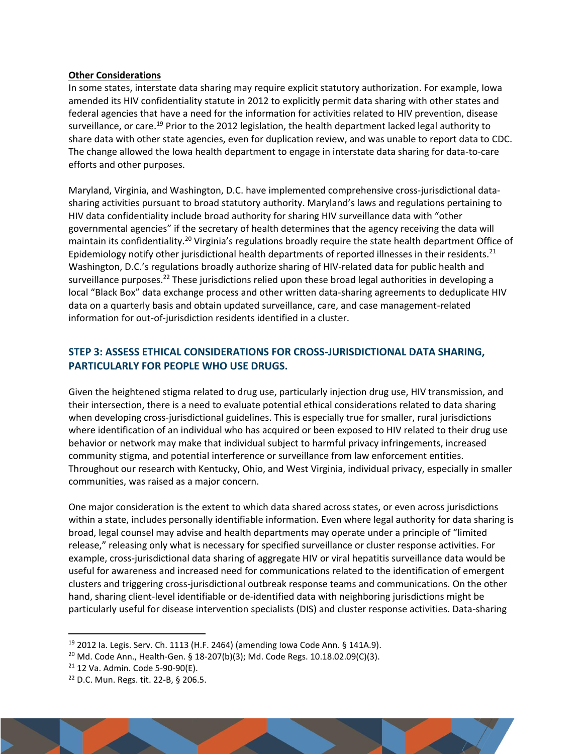**Other Considerations**

In some states, interstate data sharing may require explicit statutory authorization. For example, Iowa amended its HIV confidentiality statute in 2012 to explicitly permit data sharing with other states and federal agencies that have a need for the information for activities related to HIV prevention, disease surveillance, or care.[19] Prior to the 2012 legislation, the health department lacked legal authority to share data with other state agencies, even for duplication review, and was unable to report data to CDC. The change allowed the Iowa health department to engage in interstate data sharing for data-to-care efforts and other purposes.

Maryland, Virginia, and Washington, D.C. have implemented comprehensive cross-jurisdictional data-sharing activities pursuant to broad statutory authority. Maryland's laws and regulations pertaining to HIV data confidentiality include broad authority for sharing HIV surveillance data with "other governmental agencies" if the secretary of health determines that the agency receiving the data will maintain its confidentiality.[20] Virginia's regulations broadly require the state health department Office of Epidemiology notify other jurisdictional health departments of reported illnesses in their residents.[21] Washington, D.C.'s regulations broadly authorize sharing of HIV-related data for public health and surveillance purposes.[22] These jurisdictions relied upon these broad legal authorities in developing a local "Black Box" data exchange process and other written data-sharing agreements to deduplicate HIV data on a quarterly basis and obtain updated surveillance, care, and case management-related information for out-of-jurisdiction residents identified in a cluster.

## STEP 3: ASSESS ETHICAL CONSIDERATIONS FOR CROSS-JURISDICTIONAL DATA SHARING, PARTICULARLY FOR PEOPLE WHO USE DRUGS.

Given the heightened stigma related to drug use, particularly injection drug use, HIV transmission, and their intersection, there is a need to evaluate potential ethical considerations related to data sharing when developing cross-jurisdictional guidelines. This is especially true for smaller, rural jurisdictions where identification of an individual who has acquired or been exposed to HIV related to their drug use behavior or network may make that individual subject to harmful privacy infringements, increased community stigma, and potential interference or surveillance from law enforcement entities. Throughout our research with Kentucky, Ohio, and West Virginia, individual privacy, especially in smaller communities, was raised as a major concern.

One major consideration is the extent to which data shared across states, or even across jurisdictions within a state, includes personally identifiable information. Even where legal authority for data sharing is broad, legal counsel may advise and health departments may operate under a principle of "limited release," releasing only what is necessary for specified surveillance or cluster response activities. For example, cross-jurisdictional data sharing of aggregate HIV or viral hepatitis surveillance data would be useful for awareness and increased need for communications related to the identification of emergent clusters and triggering cross-jurisdictional outbreak response teams and communications. On the other hand, sharing client-level identifiable or de-identified data with neighboring jurisdictions might be particularly useful for disease intervention specialists (DIS) and cluster response activities. Data-sharing

---

[19] 2012 Ia. Legis. Serv. Ch. 1113 (H.F. 2464) (amending Iowa Code Ann. § 141A.9).

[20] Md. Code Ann., Health-Gen. § 18-207(b)(3); Md. Code Regs. 10.18.02.09(C)(3).

[21] 12 Va. Admin. Code 5-90-90(E).

[22] D.C. Mun. Regs. tit. 22-B, § 206.5.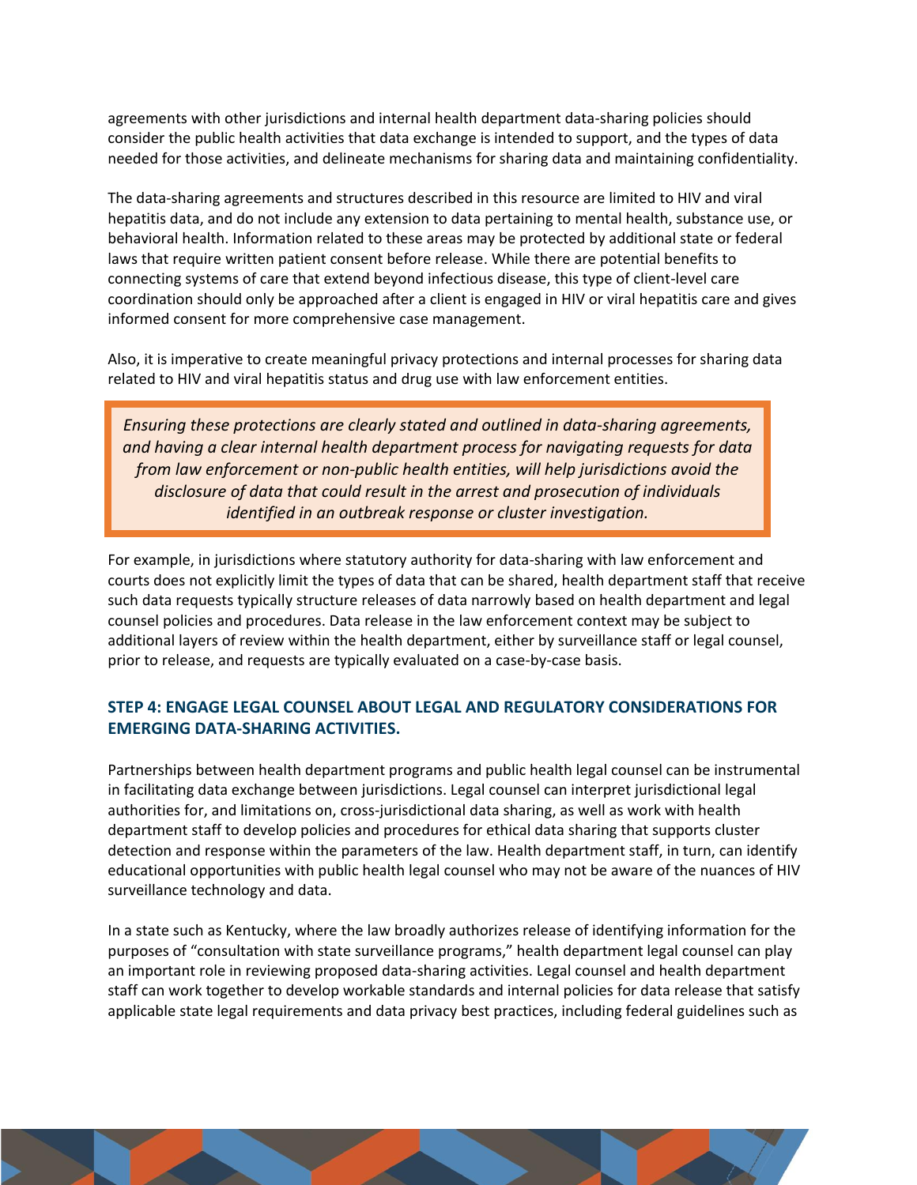agreements with other jurisdictions and internal health department data-sharing policies should consider the public health activities that data exchange is intended to support, and the types of data needed for those activities, and delineate mechanisms for sharing data and maintaining confidentiality.

The data-sharing agreements and structures described in this resource are limited to HIV and viral hepatitis data, and do not include any extension to data pertaining to mental health, substance use, or behavioral health. Information related to these areas may be protected by additional state or federal laws that require written patient consent before release. While there are potential benefits to connecting systems of care that extend beyond infectious disease, this type of client-level care coordination should only be approached after a client is engaged in HIV or viral hepatitis care and gives informed consent for more comprehensive case management.

Also, it is imperative to create meaningful privacy protections and internal processes for sharing data related to HIV and viral hepatitis status and drug use with law enforcement entities.

> *Ensuring these protections are clearly stated and outlined in data-sharing agreements, and having a clear internal health department process for navigating requests for data from law enforcement or non-public health entities, will help jurisdictions avoid the disclosure of data that could result in the arrest and prosecution of individuals identified in an outbreak response or cluster investigation.*

For example, in jurisdictions where statutory authority for data-sharing with law enforcement and courts does not explicitly limit the types of data that can be shared, health department staff that receive such data requests typically structure releases of data narrowly based on health department and legal counsel policies and procedures. Data release in the law enforcement context may be subject to additional layers of review within the health department, either by surveillance staff or legal counsel, prior to release, and requests are typically evaluated on a case-by-case basis.

### STEP 4: ENGAGE LEGAL COUNSEL ABOUT LEGAL AND REGULATORY CONSIDERATIONS FOR EMERGING DATA-SHARING ACTIVITIES.

Partnerships between health department programs and public health legal counsel can be instrumental in facilitating data exchange between jurisdictions. Legal counsel can interpret jurisdictional legal authorities for, and limitations on, cross-jurisdictional data sharing, as well as work with health department staff to develop policies and procedures for ethical data sharing that supports cluster detection and response within the parameters of the law. Health department staff, in turn, can identify educational opportunities with public health legal counsel who may not be aware of the nuances of HIV surveillance technology and data.

In a state such as Kentucky, where the law broadly authorizes release of identifying information for the purposes of "consultation with state surveillance programs," health department legal counsel can play an important role in reviewing proposed data-sharing activities. Legal counsel and health department staff can work together to develop workable standards and internal policies for data release that satisfy applicable state legal requirements and data privacy best practices, including federal guidelines such as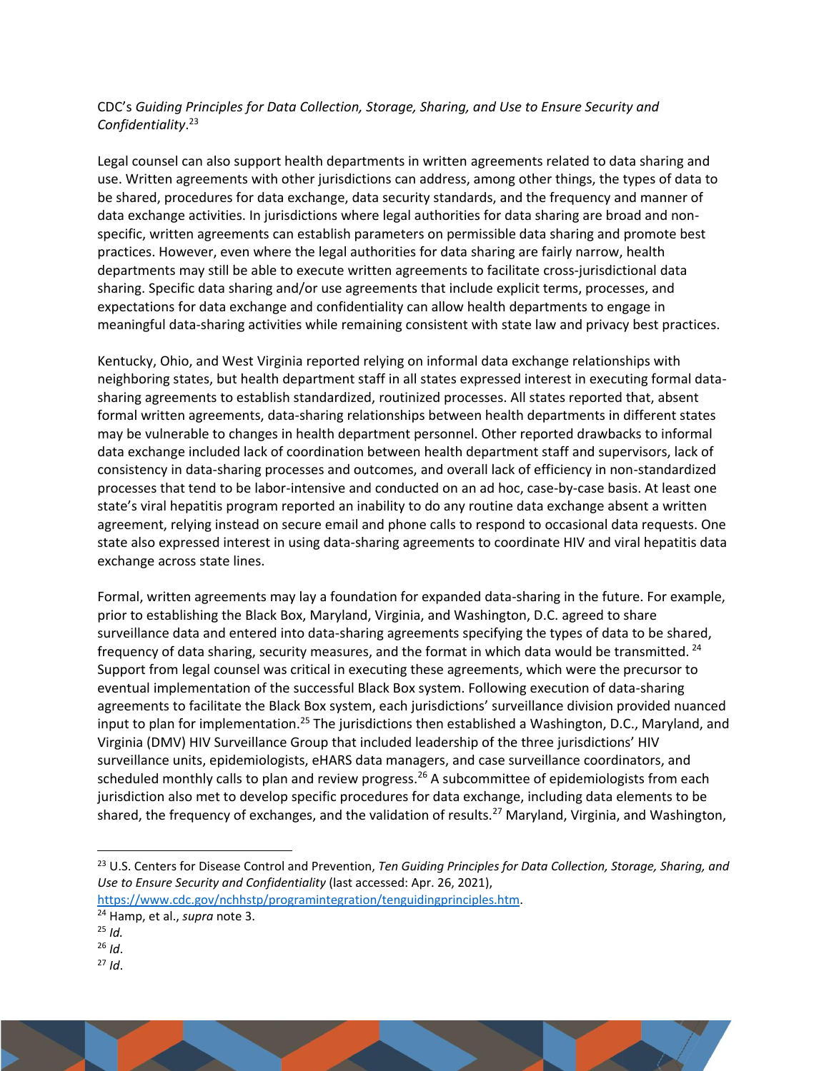CDC's *Guiding Principles for Data Collection, Storage, Sharing, and Use to Ensure Security and Confidentiality*.[23]

Legal counsel can also support health departments in written agreements related to data sharing and use. Written agreements with other jurisdictions can address, among other things, the types of data to be shared, procedures for data exchange, data security standards, and the frequency and manner of data exchange activities. In jurisdictions where legal authorities for data sharing are broad and non-specific, written agreements can establish parameters on permissible data sharing and promote best practices. However, even where the legal authorities for data sharing are fairly narrow, health departments may still be able to execute written agreements to facilitate cross-jurisdictional data sharing. Specific data sharing and/or use agreements that include explicit terms, processes, and expectations for data exchange and confidentiality can allow health departments to engage in meaningful data-sharing activities while remaining consistent with state law and privacy best practices.

Kentucky, Ohio, and West Virginia reported relying on informal data exchange relationships with neighboring states, but health department staff in all states expressed interest in executing formal data-sharing agreements to establish standardized, routinized processes. All states reported that, absent formal written agreements, data-sharing relationships between health departments in different states may be vulnerable to changes in health department personnel. Other reported drawbacks to informal data exchange included lack of coordination between health department staff and supervisors, lack of consistency in data-sharing processes and outcomes, and overall lack of efficiency in non-standardized processes that tend to be labor-intensive and conducted on an ad hoc, case-by-case basis. At least one state's viral hepatitis program reported an inability to do any routine data exchange absent a written agreement, relying instead on secure email and phone calls to respond to occasional data requests. One state also expressed interest in using data-sharing agreements to coordinate HIV and viral hepatitis data exchange across state lines.

Formal, written agreements may lay a foundation for expanded data-sharing in the future. For example, prior to establishing the Black Box, Maryland, Virginia, and Washington, D.C. agreed to share surveillance data and entered into data-sharing agreements specifying the types of data to be shared, frequency of data sharing, security measures, and the format in which data would be transmitted.[24] Support from legal counsel was critical in executing these agreements, which were the precursor to eventual implementation of the successful Black Box system. Following execution of data-sharing agreements to facilitate the Black Box system, each jurisdictions' surveillance division provided nuanced input to plan for implementation.[25] The jurisdictions then established a Washington, D.C., Maryland, and Virginia (DMV) HIV Surveillance Group that included leadership of the three jurisdictions' HIV surveillance units, epidemiologists, eHARS data managers, and case surveillance coordinators, and scheduled monthly calls to plan and review progress.[26] A subcommittee of epidemiologists from each jurisdiction also met to develop specific procedures for data exchange, including data elements to be shared, the frequency of exchanges, and the validation of results.[27] Maryland, Virginia, and Washington,

---

[23] U.S. Centers for Disease Control and Prevention, *Ten Guiding Principles for Data Collection, Storage, Sharing, and Use to Ensure Security and Confidentiality* (last accessed: Apr. 26, 2021), https://www.cdc.gov/nchhstp/programintegration/tenguidingprinciples.htm.

[24] Hamp, et al., *supra* note 3.

[25] *Id.*

[26] *Id*.

[27] *Id*.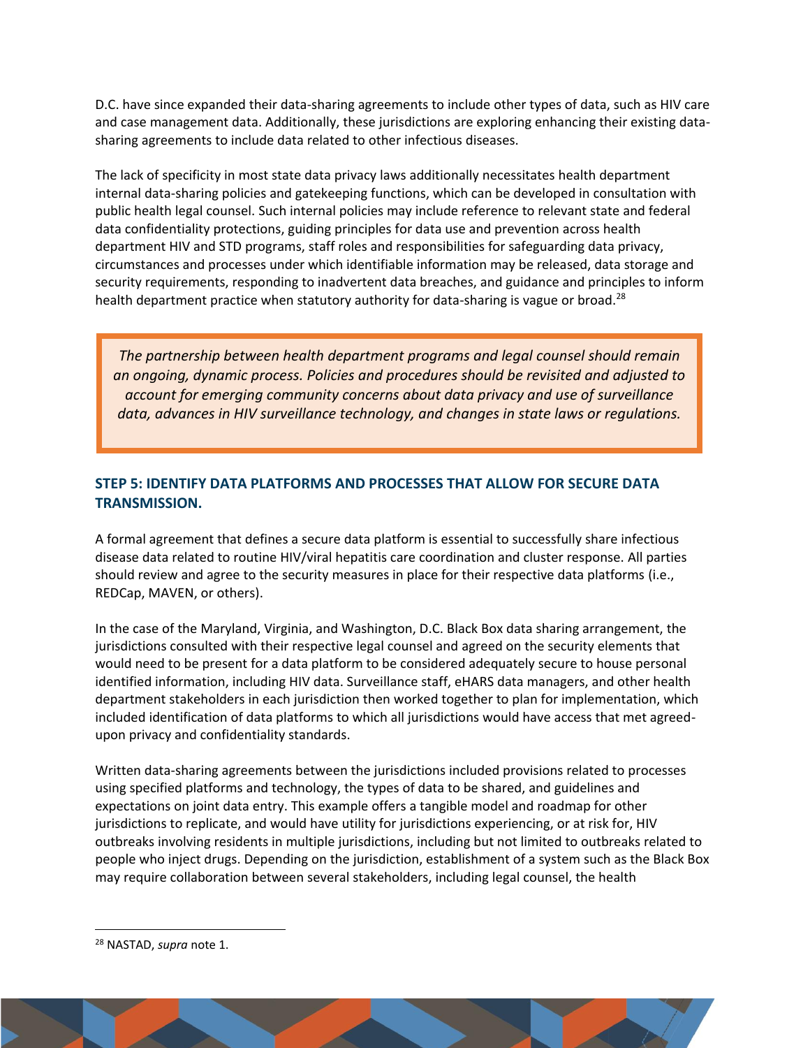D.C. have since expanded their data-sharing agreements to include other types of data, such as HIV care and case management data. Additionally, these jurisdictions are exploring enhancing their existing data-sharing agreements to include data related to other infectious diseases.

The lack of specificity in most state data privacy laws additionally necessitates health department internal data-sharing policies and gatekeeping functions, which can be developed in consultation with public health legal counsel. Such internal policies may include reference to relevant state and federal data confidentiality protections, guiding principles for data use and prevention across health department HIV and STD programs, staff roles and responsibilities for safeguarding data privacy, circumstances and processes under which identifiable information may be released, data storage and security requirements, responding to inadvertent data breaches, and guidance and principles to inform health department practice when statutory authority for data-sharing is vague or broad.[28]

> *The partnership between health department programs and legal counsel should remain an ongoing, dynamic process. Policies and procedures should be revisited and adjusted to account for emerging community concerns about data privacy and use of surveillance data, advances in HIV surveillance technology, and changes in state laws or regulations.*

### STEP 5: IDENTIFY DATA PLATFORMS AND PROCESSES THAT ALLOW FOR SECURE DATA TRANSMISSION.

A formal agreement that defines a secure data platform is essential to successfully share infectious disease data related to routine HIV/viral hepatitis care coordination and cluster response. All parties should review and agree to the security measures in place for their respective data platforms (i.e., REDCap, MAVEN, or others).

In the case of the Maryland, Virginia, and Washington, D.C. Black Box data sharing arrangement, the jurisdictions consulted with their respective legal counsel and agreed on the security elements that would need to be present for a data platform to be considered adequately secure to house personal identified information, including HIV data. Surveillance staff, eHARS data managers, and other health department stakeholders in each jurisdiction then worked together to plan for implementation, which included identification of data platforms to which all jurisdictions would have access that met agreed-upon privacy and confidentiality standards.

Written data-sharing agreements between the jurisdictions included provisions related to processes using specified platforms and technology, the types of data to be shared, and guidelines and expectations on joint data entry. This example offers a tangible model and roadmap for other jurisdictions to replicate, and would have utility for jurisdictions experiencing, or at risk for, HIV outbreaks involving residents in multiple jurisdictions, including but not limited to outbreaks related to people who inject drugs. Depending on the jurisdiction, establishment of a system such as the Black Box may require collaboration between several stakeholders, including legal counsel, the health

[28] NASTAD, *supra* note 1.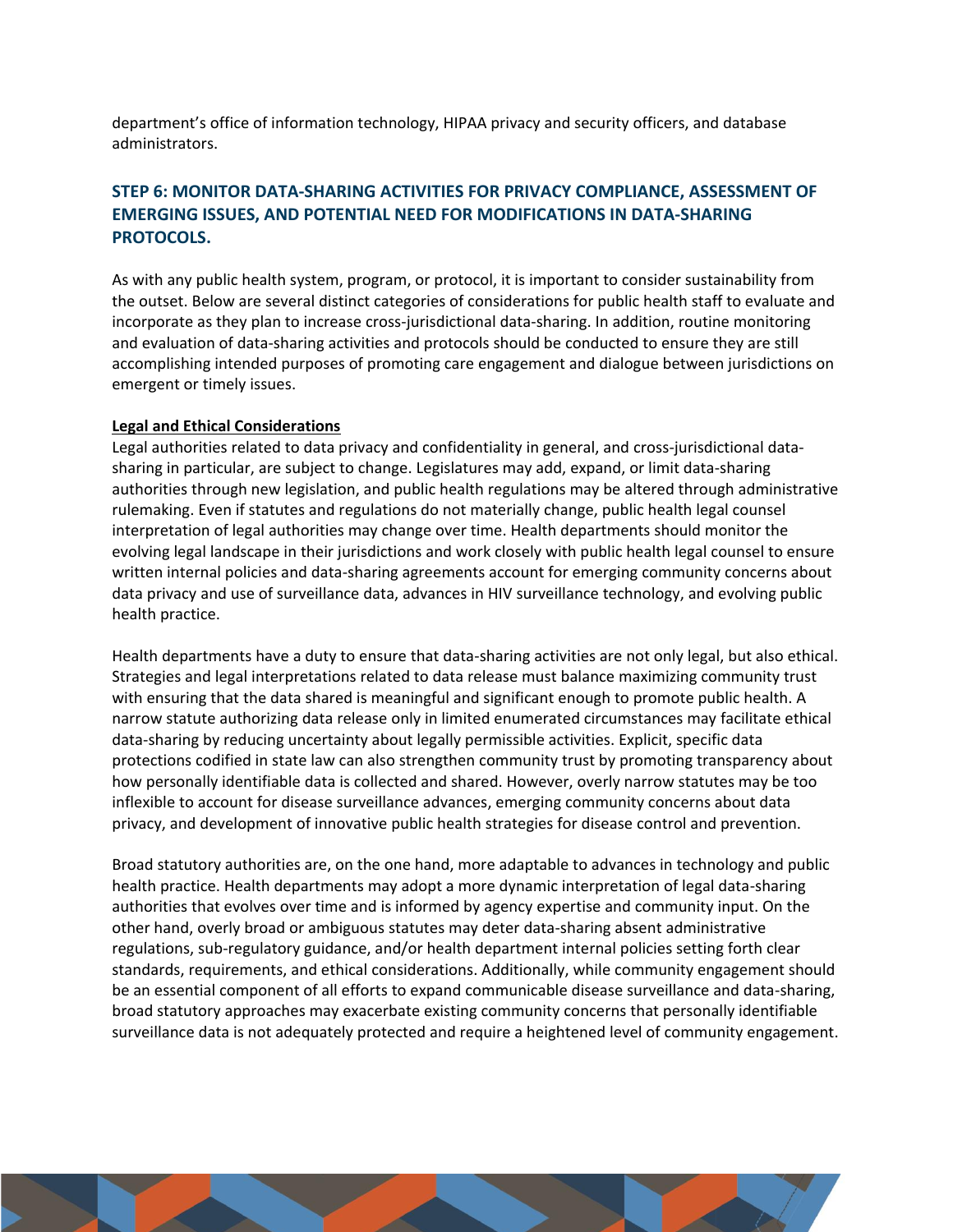department's office of information technology, HIPAA privacy and security officers, and database administrators.

## STEP 6: MONITOR DATA-SHARING ACTIVITIES FOR PRIVACY COMPLIANCE, ASSESSMENT OF EMERGING ISSUES, AND POTENTIAL NEED FOR MODIFICATIONS IN DATA-SHARING PROTOCOLS.

As with any public health system, program, or protocol, it is important to consider sustainability from the outset. Below are several distinct categories of considerations for public health staff to evaluate and incorporate as they plan to increase cross-jurisdictional data-sharing. In addition, routine monitoring and evaluation of data-sharing activities and protocols should be conducted to ensure they are still accomplishing intended purposes of promoting care engagement and dialogue between jurisdictions on emergent or timely issues.

**Legal and Ethical Considerations**

Legal authorities related to data privacy and confidentiality in general, and cross-jurisdictional data-sharing in particular, are subject to change. Legislatures may add, expand, or limit data-sharing authorities through new legislation, and public health regulations may be altered through administrative rulemaking. Even if statutes and regulations do not materially change, public health legal counsel interpretation of legal authorities may change over time. Health departments should monitor the evolving legal landscape in their jurisdictions and work closely with public health legal counsel to ensure written internal policies and data-sharing agreements account for emerging community concerns about data privacy and use of surveillance data, advances in HIV surveillance technology, and evolving public health practice.

Health departments have a duty to ensure that data-sharing activities are not only legal, but also ethical. Strategies and legal interpretations related to data release must balance maximizing community trust with ensuring that the data shared is meaningful and significant enough to promote public health. A narrow statute authorizing data release only in limited enumerated circumstances may facilitate ethical data-sharing by reducing uncertainty about legally permissible activities. Explicit, specific data protections codified in state law can also strengthen community trust by promoting transparency about how personally identifiable data is collected and shared. However, overly narrow statutes may be too inflexible to account for disease surveillance advances, emerging community concerns about data privacy, and development of innovative public health strategies for disease control and prevention.

Broad statutory authorities are, on the one hand, more adaptable to advances in technology and public health practice. Health departments may adopt a more dynamic interpretation of legal data-sharing authorities that evolves over time and is informed by agency expertise and community input. On the other hand, overly broad or ambiguous statutes may deter data-sharing absent administrative regulations, sub-regulatory guidance, and/or health department internal policies setting forth clear standards, requirements, and ethical considerations. Additionally, while community engagement should be an essential component of all efforts to expand communicable disease surveillance and data-sharing, broad statutory approaches may exacerbate existing community concerns that personally identifiable surveillance data is not adequately protected and require a heightened level of community engagement.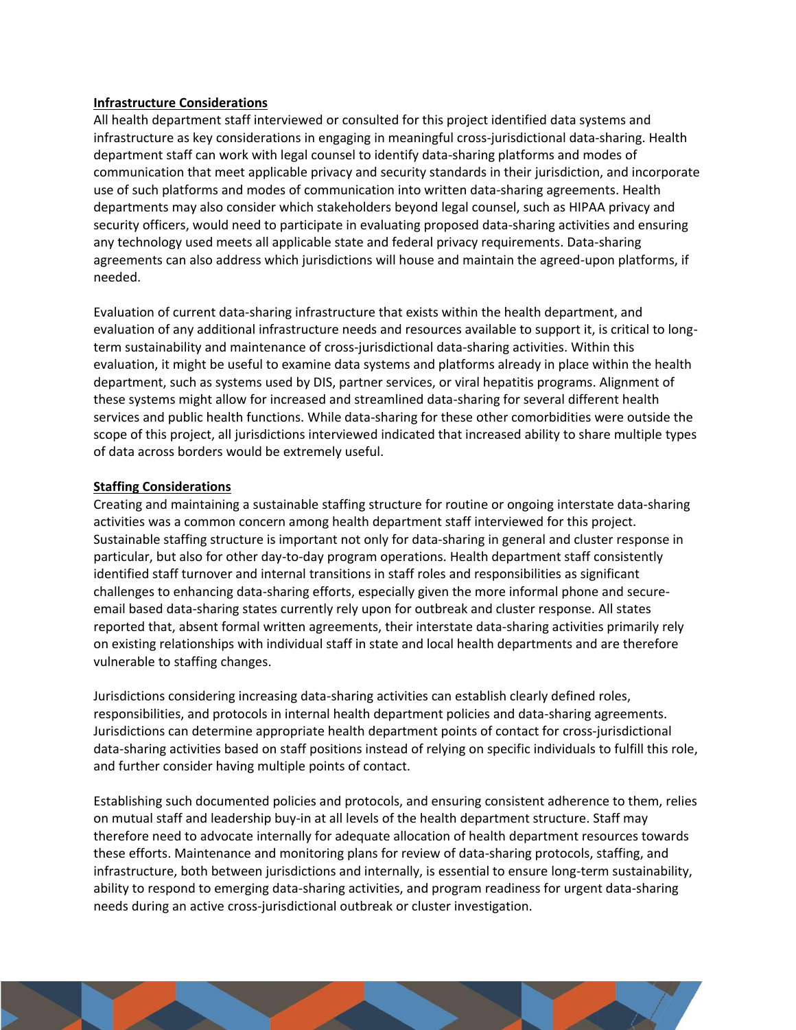**Infrastructure Considerations**

All health department staff interviewed or consulted for this project identified data systems and infrastructure as key considerations in engaging in meaningful cross-jurisdictional data-sharing. Health department staff can work with legal counsel to identify data-sharing platforms and modes of communication that meet applicable privacy and security standards in their jurisdiction, and incorporate use of such platforms and modes of communication into written data-sharing agreements. Health departments may also consider which stakeholders beyond legal counsel, such as HIPAA privacy and security officers, would need to participate in evaluating proposed data-sharing activities and ensuring any technology used meets all applicable state and federal privacy requirements. Data-sharing agreements can also address which jurisdictions will house and maintain the agreed-upon platforms, if needed.

Evaluation of current data-sharing infrastructure that exists within the health department, and evaluation of any additional infrastructure needs and resources available to support it, is critical to long-term sustainability and maintenance of cross-jurisdictional data-sharing activities. Within this evaluation, it might be useful to examine data systems and platforms already in place within the health department, such as systems used by DIS, partner services, or viral hepatitis programs. Alignment of these systems might allow for increased and streamlined data-sharing for several different health services and public health functions. While data-sharing for these other comorbidities were outside the scope of this project, all jurisdictions interviewed indicated that increased ability to share multiple types of data across borders would be extremely useful.

**Staffing Considerations**

Creating and maintaining a sustainable staffing structure for routine or ongoing interstate data-sharing activities was a common concern among health department staff interviewed for this project. Sustainable staffing structure is important not only for data-sharing in general and cluster response in particular, but also for other day-to-day program operations. Health department staff consistently identified staff turnover and internal transitions in staff roles and responsibilities as significant challenges to enhancing data-sharing efforts, especially given the more informal phone and secure-email based data-sharing states currently rely upon for outbreak and cluster response. All states reported that, absent formal written agreements, their interstate data-sharing activities primarily rely on existing relationships with individual staff in state and local health departments and are therefore vulnerable to staffing changes.

Jurisdictions considering increasing data-sharing activities can establish clearly defined roles, responsibilities, and protocols in internal health department policies and data-sharing agreements. Jurisdictions can determine appropriate health department points of contact for cross-jurisdictional data-sharing activities based on staff positions instead of relying on specific individuals to fulfill this role, and further consider having multiple points of contact.

Establishing such documented policies and protocols, and ensuring consistent adherence to them, relies on mutual staff and leadership buy-in at all levels of the health department structure. Staff may therefore need to advocate internally for adequate allocation of health department resources towards these efforts. Maintenance and monitoring plans for review of data-sharing protocols, staffing, and infrastructure, both between jurisdictions and internally, is essential to ensure long-term sustainability, ability to respond to emerging data-sharing activities, and program readiness for urgent data-sharing needs during an active cross-jurisdictional outbreak or cluster investigation.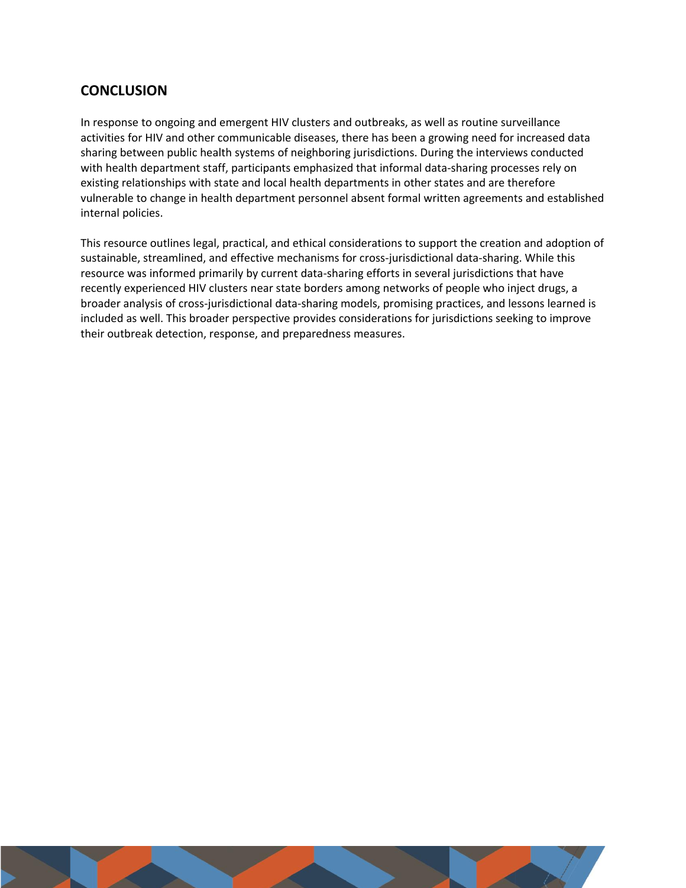## CONCLUSION

In response to ongoing and emergent HIV clusters and outbreaks, as well as routine surveillance activities for HIV and other communicable diseases, there has been a growing need for increased data sharing between public health systems of neighboring jurisdictions. During the interviews conducted with health department staff, participants emphasized that informal data-sharing processes rely on existing relationships with state and local health departments in other states and are therefore vulnerable to change in health department personnel absent formal written agreements and established internal policies.

This resource outlines legal, practical, and ethical considerations to support the creation and adoption of sustainable, streamlined, and effective mechanisms for cross-jurisdictional data-sharing. While this resource was informed primarily by current data-sharing efforts in several jurisdictions that have recently experienced HIV clusters near state borders among networks of people who inject drugs, a broader analysis of cross-jurisdictional data-sharing models, promising practices, and lessons learned is included as well. This broader perspective provides considerations for jurisdictions seeking to improve their outbreak detection, response, and preparedness measures.